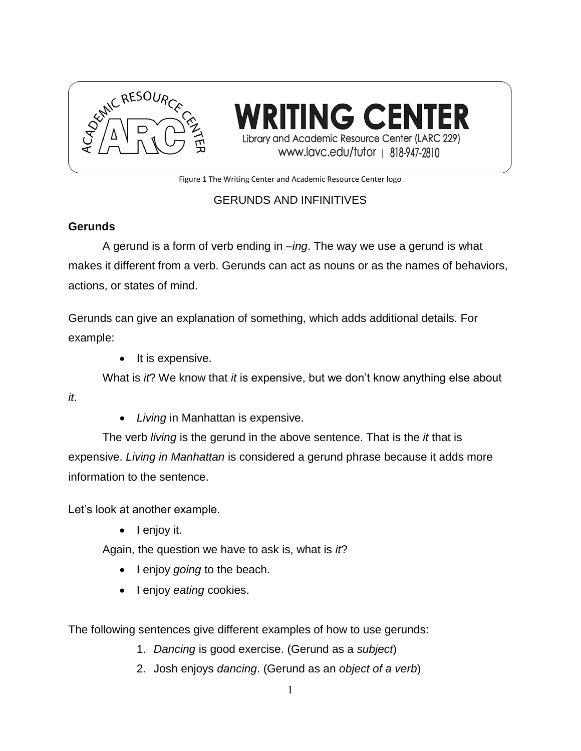WRITING CENTER
Library and Academic Resource Center (LARC 229)
www.lavc.edu/tutor | 818-947-2810

Figure 1 The Writing Center and Academic Resource Center logo

# GERUNDS AND INFINITIVES

## Gerunds

A gerund is a form of verb ending in *–ing*. The way we use a gerund is what makes it different from a verb. Gerunds can act as nouns or as the names of behaviors, actions, or states of mind.

Gerunds can give an explanation of something, which adds additional details. For example:

- It is expensive.

What is *it*? We know that *it* is expensive, but we don't know anything else about *it*.

- *Living* in Manhattan is expensive.

The verb *living* is the gerund in the above sentence. That is the *it* that is expensive. *Living in Manhattan* is considered a gerund phrase because it adds more information to the sentence.

Let's look at another example.

- I enjoy it.

Again, the question we have to ask is, what is *it*?

- I enjoy *going* to the beach.
- I enjoy *eating* cookies.

The following sentences give different examples of how to use gerunds:

1. *Dancing* is good exercise. (Gerund as a *subject*)
2. Josh enjoys *dancing*. (Gerund as an *object of a verb*)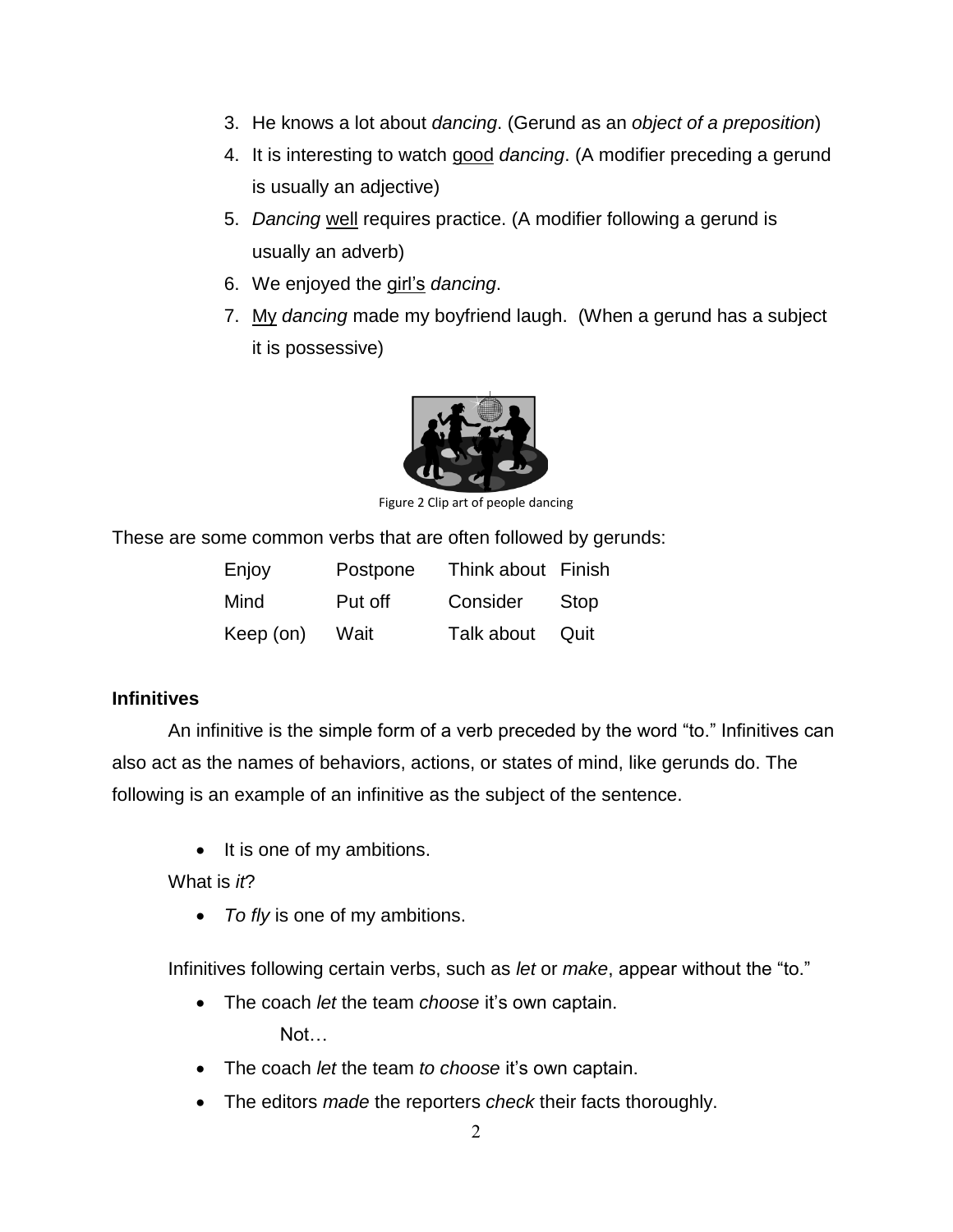3. He knows a lot about *dancing*. (Gerund as an *object of a preposition*)
4. It is interesting to watch good *dancing*. (A modifier preceding a gerund is usually an adjective)
5. *Dancing* well requires practice. (A modifier following a gerund is usually an adverb)
6. We enjoyed the girl's *dancing*.
7. My *dancing* made my boyfriend laugh. (When a gerund has a subject it is possessive)

Figure 2 Clip art of people dancing

These are some common verbs that are often followed by gerunds:

| | | | |
|---|---|---|---|
| Enjoy | Postpone | Think about | Finish |
| Mind | Put off | Consider | Stop |
| Keep (on) | Wait | Talk about | Quit |

**Infinitives**

An infinitive is the simple form of a verb preceded by the word "to." Infinitives can also act as the names of behaviors, actions, or states of mind, like gerunds do. The following is an example of an infinitive as the subject of the sentence.

- It is one of my ambitions.

What is *it*?

- *To fly* is one of my ambitions.

Infinitives following certain verbs, such as *let* or *make*, appear without the "to."

- The coach *let* the team *choose* it's own captain.

  Not…

- The coach *let* the team *to choose* it's own captain.
- The editors *made* the reporters *check* their facts thoroughly.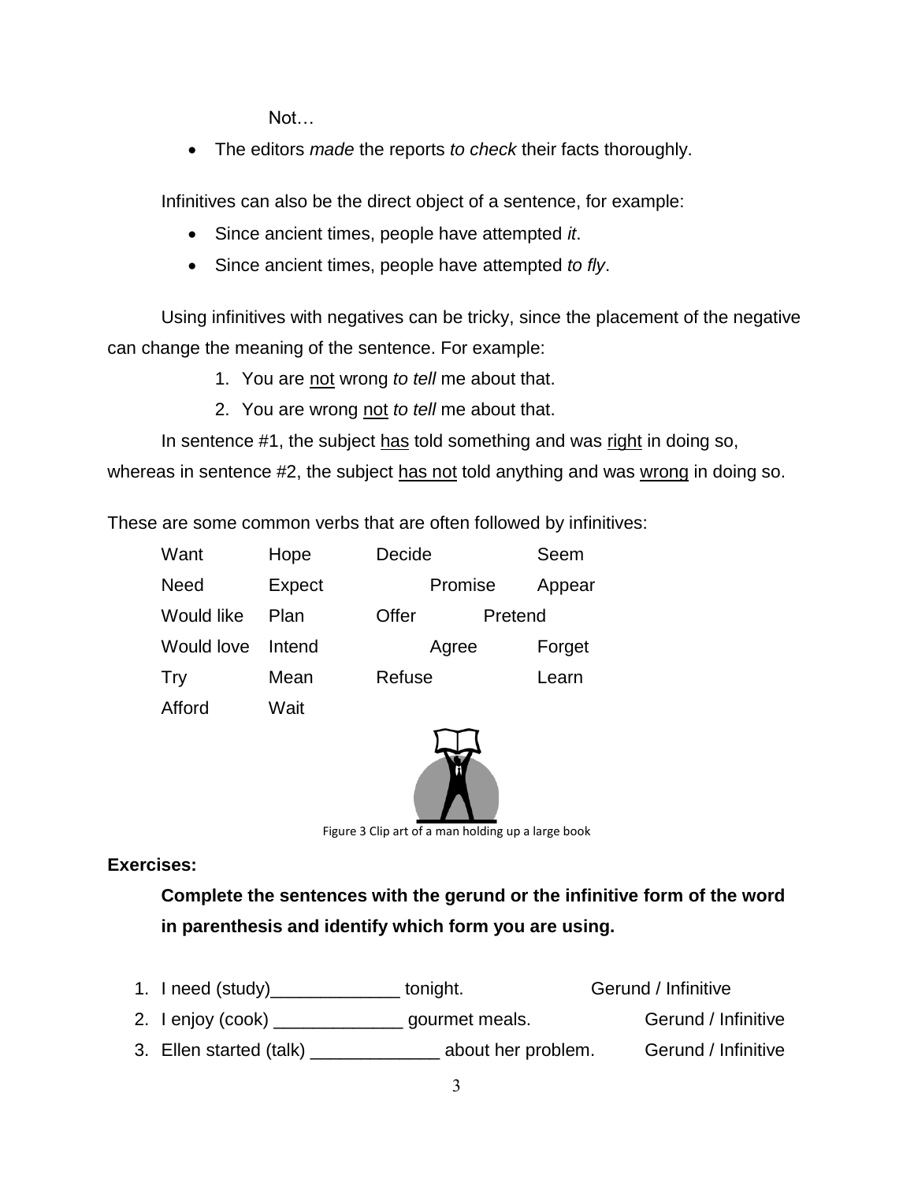Not…

- The editors *made* the reports *to check* their facts thoroughly.

Infinitives can also be the direct object of a sentence, for example:

- Since ancient times, people have attempted *it*.
- Since ancient times, people have attempted *to fly*.

Using infinitives with negatives can be tricky, since the placement of the negative can change the meaning of the sentence. For example:

1. You are <u>not</u> wrong *to tell* me about that.
2. You are wrong <u>not</u> *to tell* me about that.

In sentence #1, the subject <u>has</u> told something and was <u>right</u> in doing so, whereas in sentence #2, the subject <u>has not</u> told anything and was <u>wrong</u> in doing so.

These are some common verbs that are often followed by infinitives:

| | | | |
|---|---|---|---|
| Want | Hope | Decide | Seem |
| Need | Expect | Promise | Appear |
| Would like | Plan | Offer | Pretend |
| Would love | Intend | Agree | Forget |
| Try | Mean | Refuse | Learn |
| Afford | Wait | | |

Figure 3 Clip art of a man holding up a large book

**Exercises:**

**Complete the sentences with the gerund or the infinitive form of the word in parenthesis and identify which form you are using.**

1. I need (study)_____________ tonight. Gerund / Infinitive
2. I enjoy (cook) _____________ gourmet meals. Gerund / Infinitive
3. Ellen started (talk) _____________ about her problem. Gerund / Infinitive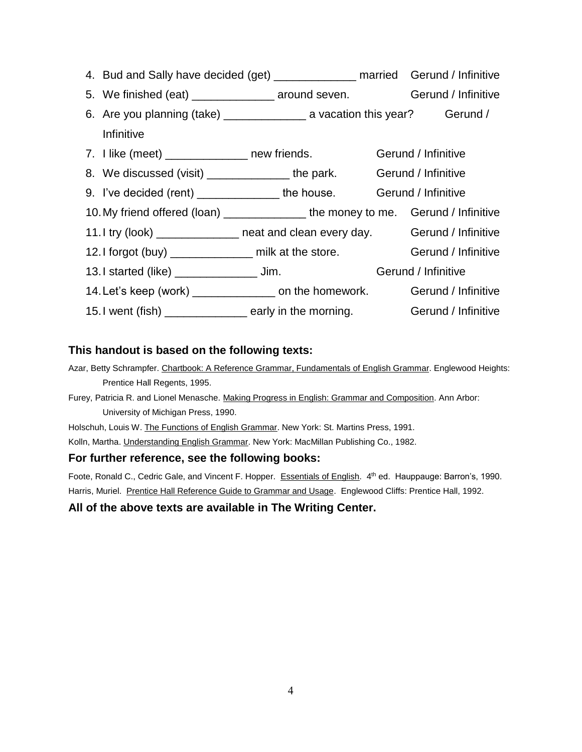4. Bud and Sally have decided (get) _____________ married  Gerund / Infinitive
5. We finished (eat) _____________ around seven.  Gerund / Infinitive
6. Are you planning (take) _____________ a vacation this year?  Gerund / Infinitive
7. I like (meet) _____________ new friends.  Gerund / Infinitive
8. We discussed (visit) _____________ the park.  Gerund / Infinitive
9. I've decided (rent) _____________ the house.  Gerund / Infinitive
10. My friend offered (loan) _____________ the money to me.  Gerund / Infinitive
11. I try (look) _____________ neat and clean every day.  Gerund / Infinitive
12. I forgot (buy) _____________ milk at the store.  Gerund / Infinitive
13. I started (like) _____________ Jim.  Gerund / Infinitive
14. Let's keep (work) _____________ on the homework.  Gerund / Infinitive
15. I went (fish) _____________ early in the morning.  Gerund / Infinitive

### This handout is based on the following texts:

Azar, Betty Schrampfer. Chartbook: A Reference Grammar, Fundamentals of English Grammar. Englewood Heights: Prentice Hall Regents, 1995.

Furey, Patricia R. and Lionel Menasche. Making Progress in English: Grammar and Composition. Ann Arbor: University of Michigan Press, 1990.

Holschuh, Louis W. The Functions of English Grammar. New York: St. Martins Press, 1991.

Kolln, Martha. Understanding English Grammar. New York: MacMillan Publishing Co., 1982.

### For further reference, see the following books:

Foote, Ronald C., Cedric Gale, and Vincent F. Hopper. Essentials of English. 4th ed. Hauppauge: Barron's, 1990.

Harris, Muriel. Prentice Hall Reference Guide to Grammar and Usage. Englewood Cliffs: Prentice Hall, 1992.

### All of the above texts are available in The Writing Center.